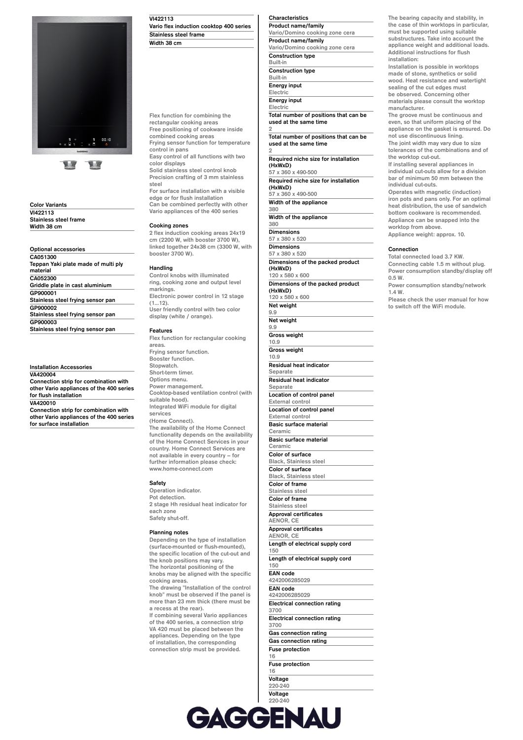# VI422113

**Vario flex induction cooktop 400 series**

**Stainless steel frame**

**Width 38 cm**

Flex function for combining the rectangular cooking areas
Free positioning of cookware inside combined cooking areas
Frying sensor function for temperature control in pans
Easy control of all functions with two color displays
Solid stainless steel control knob
Precision crafting of 3 mm stainless steel
For surface installation with a visible edge or for flush installation
Can be combined perfectly with other Vario appliances of the 400 series

### Color Variants

**VI422113**
Stainless steel frame
Width 38 cm

### Optional accessories

**CA051300**
Teppan Yaki plate made of multi ply material

**CA052300**
Griddle plate in cast aluminium

**GP900001**
Stainless steel frying sensor pan

**GP900002**
Stainless steel frying sensor pan

**GP900003**
Stainless steel frying sensor pan

### Installation Accessories

**VA420004**
Connection strip for combination with other Vario appliances of the 400 series for flush installation

**VA420010**
Connection strip for combination with other Vario appliances of the 400 series for surface installation

### Cooking zones

2 flex induction cooking areas 24x19 cm (2200 W, with booster 3700 W), linked together 24x38 cm (3300 W, with booster 3700 W).

### Handling

Control knobs with illuminated ring, cooking zone and output level markings.
Electronic power control in 12 stage (1...12).
User friendly control with two color display (white / orange).

### Features

Flex function for rectangular cooking areas.
Frying sensor function.
Booster function.
Stopwatch.
Short-term timer.
Options menu.
Power management.
Cooktop-based ventilation control (with suitable hood).
Integrated WiFi module for digital services
(Home Connect).
The availability of the Home Connect functionality depends on the availability of the Home Connect Services in your country. Home Connect Services are not available in every country – for further information please check: www.home-connect.com

### Safety

Operation indicator.
Pot detection.
2 stage Hh residual heat indicator for each zone
Safety shut-off.

### Planning notes

Depending on the type of installation (surface-mounted or flush-mounted), the specific location of the cut-out and the knob positions may vary.
The horizontal positioning of the knobs may be aligned with the specific cooking areas.
The drawing "Installation of the control knob" must be observed if the panel is more than 23 mm thick (there must be a recess at the rear).
If combining several Vario appliances of the 400 series, a connection strip VA 420 must be placed between the appliances. Depending on the type of installation, the corresponding connection strip must be provided.

### Characteristics

**Product name/family**
Vario/Domino cooking zone cera

**Product name/family**
Vario/Domino cooking zone cera

**Construction type**
Built-in

**Construction type**
Built-in

**Energy input**
Electric

**Energy input**
Electric

**Total number of positions that can be used at the same time**
2

**Total number of positions that can be used at the same time**
2

**Required niche size for installation (HxWxD)**
57 x 360 x 490-500

**Required niche size for installation (HxWxD)**
57 x 360 x 490-500

**Width of the appliance**
380

**Width of the appliance**
380

**Dimensions**
57 x 380 x 520

**Dimensions**
57 x 380 x 520

**Dimensions of the packed product (HxWxD)**
120 x 580 x 600

**Dimensions of the packed product (HxWxD)**
120 x 580 x 600

**Net weight**
9.9

**Net weight**
9.9

**Gross weight**
10.9

**Gross weight**
10.9

**Residual heat indicator**
Separate

**Residual heat indicator**
Separate

**Location of control panel**
External control

**Location of control panel**
External control

**Basic surface material**
Ceramic

**Basic surface material**
Ceramic

**Color of surface**
Black, Stainless steel

**Color of surface**
Black, Stainless steel

**Color of frame**
Stainless steel

**Color of frame**
Stainless steel

**Approval certificates**
AENOR, CE

**Approval certificates**
AENOR, CE

**Length of electrical supply cord**
150

**Length of electrical supply cord**
150

**EAN code**
4242006285029

**EAN code**
4242006285029

**Electrical connection rating**
3700

**Electrical connection rating**
3700

**Gas connection rating**

**Gas connection rating**

**Fuse protection**
16

**Fuse protection**
16

**Voltage**
220-240

**Voltage**
220-240

The bearing capacity and stability, in the case of thin worktops in particular, must be supported using suitable substructures. Take into account the appliance weight and additional loads.
Additional instructions for flush installation:
Installation is possible in worktops made of stone, synthetics or solid wood. Heat resistance and watertight sealing of the cut edges must be observed. Concerning other materials please consult the worktop manufacturer.
The groove must be continuous and even, so that uniform placing of the appliance on the gasket is ensured. Do not use discontinuous lining.
The joint width may vary due to size tolerances of the combinations and of the worktop cut-out.
If installing several appliances in individual cut-outs allow for a division bar of minimum 50 mm between the individual cut-outs.
Operates with magnetic (induction) iron pots and pans only. For an optimal heat distribution, the use of sandwich bottom cookware is recommended.
Appliance can be snapped into the worktop from above.
Appliance weight: approx. 10.

### Connection

Total connected load 3.7 KW.
Connecting cable 1.5 m without plug.
Power consumption standby/display off 0.5 W.
Power consumption standby/network 1.4 W.
Please check the user manual for how to switch off the WiFi module.

GAGGENAU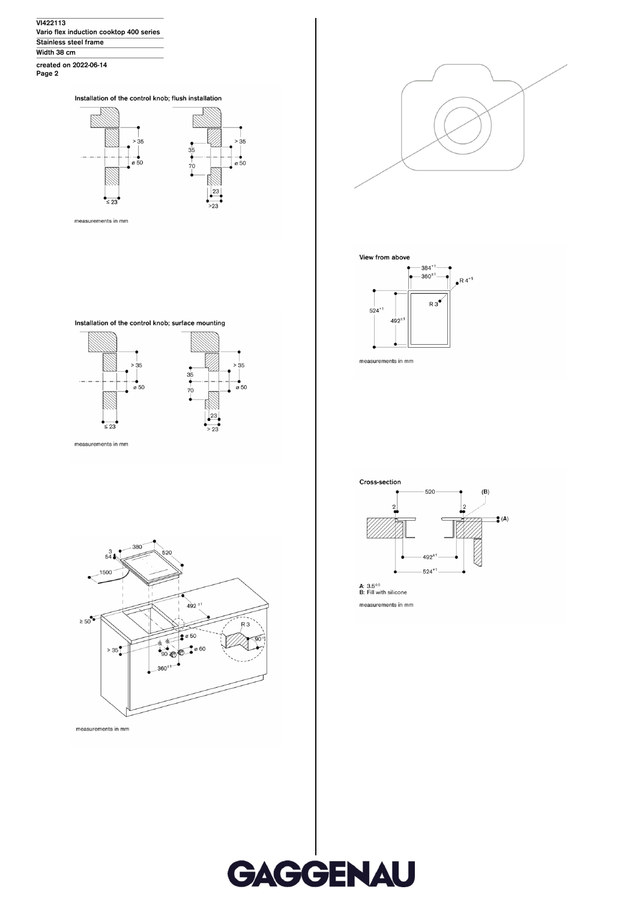Installation of the control knob; flush installation

measurements in mm

Installation of the control knob; surface mounting

measurements in mm

measurements in mm

View from above

measurements in mm

Cross-section

A: 3.5

B: Fill with silicone

measurements in mm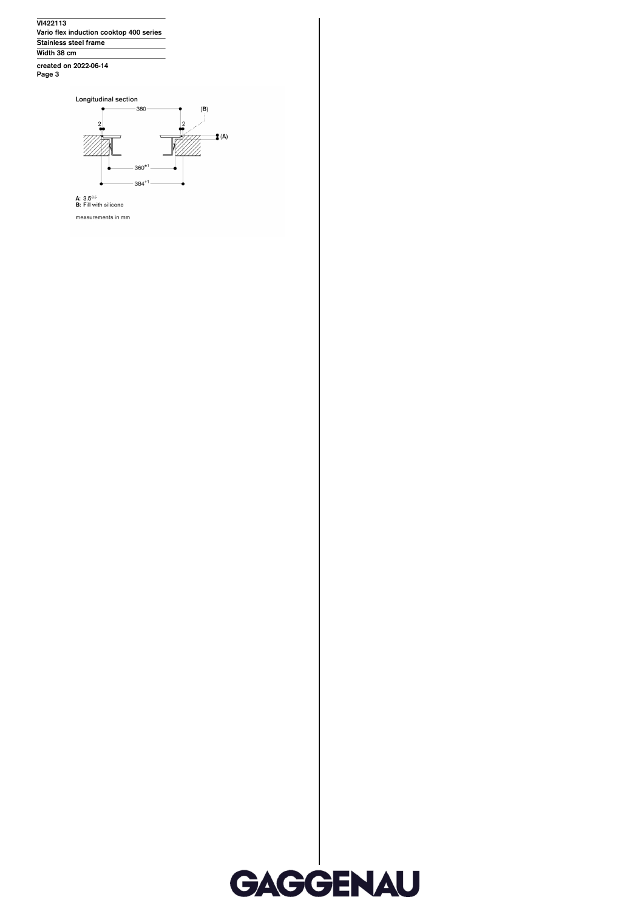Longitudinal section

380

2

2

(B)

(A)

$360^{\pm 1}$

$384^{+1}$

**A**: $3.5^{0.5}$
**B**: Fill with silicone

measurements in mm